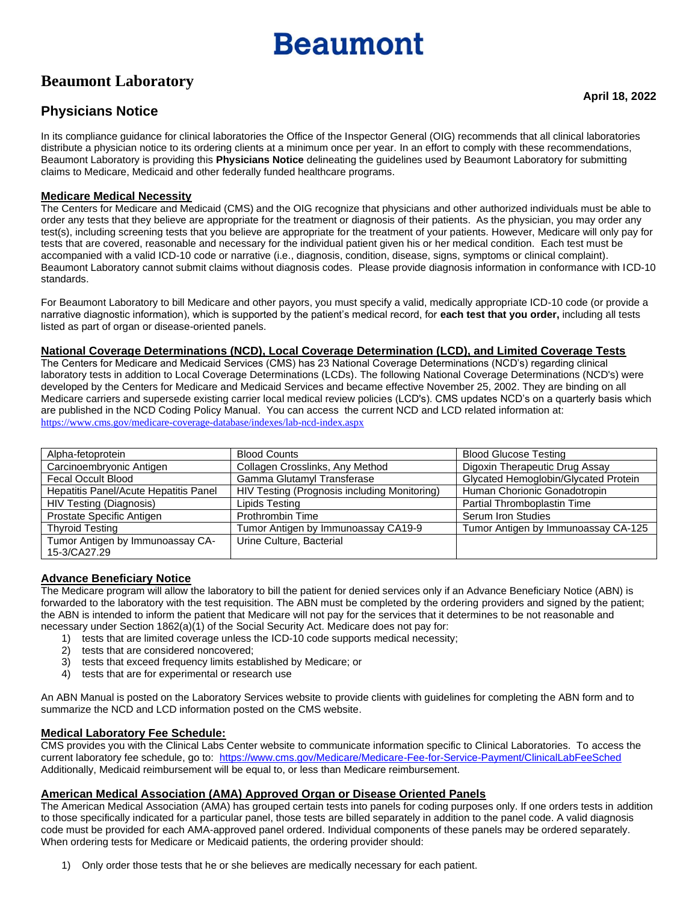# Beaumont

## Beaumont Laboratory

**April 18, 2022**

## Physicians Notice

In its compliance guidance for clinical laboratories the Office of the Inspector General (OIG) recommends that all clinical laboratories distribute a physician notice to its ordering clients at a minimum once per year. In an effort to comply with these recommendations, Beaumont Laboratory is providing this **Physicians Notice** delineating the guidelines used by Beaumont Laboratory for submitting claims to Medicare, Medicaid and other federally funded healthcare programs.

### Medicare Medical Necessity

The Centers for Medicare and Medicaid (CMS) and the OIG recognize that physicians and other authorized individuals must be able to order any tests that they believe are appropriate for the treatment or diagnosis of their patients. As the physician, you may order any test(s), including screening tests that you believe are appropriate for the treatment of your patients. However, Medicare will only pay for tests that are covered, reasonable and necessary for the individual patient given his or her medical condition. Each test must be accompanied with a valid ICD-10 code or narrative (i.e., diagnosis, condition, disease, signs, symptoms or clinical complaint). Beaumont Laboratory cannot submit claims without diagnosis codes. Please provide diagnosis information in conformance with ICD-10 standards.

For Beaumont Laboratory to bill Medicare and other payors, you must specify a valid, medically appropriate ICD-10 code (or provide a narrative diagnostic information), which is supported by the patient's medical record, for **each test that you order,** including all tests listed as part of organ or disease-oriented panels.

### National Coverage Determinations (NCD), Local Coverage Determination (LCD), and Limited Coverage Tests

The Centers for Medicare and Medicaid Services (CMS) has 23 National Coverage Determinations (NCD's) regarding clinical laboratory tests in addition to Local Coverage Determinations (LCDs). The following National Coverage Determinations (NCD's) were developed by the Centers for Medicare and Medicaid Services and became effective November 25, 2002. They are binding on all Medicare carriers and supersede existing carrier local medical review policies (LCD's). CMS updates NCD's on a quarterly basis which are published in the NCD Coding Policy Manual. You can access the current NCD and LCD related information at: https://www.cms.gov/medicare-coverage-database/indexes/lab-ncd-index.aspx

| | | |
|---|---|---|
| Alpha-fetoprotein | Blood Counts | Blood Glucose Testing |
| Carcinoembryonic Antigen | Collagen Crosslinks, Any Method | Digoxin Therapeutic Drug Assay |
| Fecal Occult Blood | Gamma Glutamyl Transferase | Glycated Hemoglobin/Glycated Protein |
| Hepatitis Panel/Acute Hepatitis Panel | HIV Testing (Prognosis including Monitoring) | Human Chorionic Gonadotropin |
| HIV Testing (Diagnosis) | Lipids Testing | Partial Thromboplastin Time |
| Prostate Specific Antigen | Prothrombin Time | Serum Iron Studies |
| Thyroid Testing | Tumor Antigen by Immunoassay CA19-9 | Tumor Antigen by Immunoassay CA-125 |
| Tumor Antigen by Immunoassay CA-15-3/CA27.29 | Urine Culture, Bacterial | |

### Advance Beneficiary Notice

The Medicare program will allow the laboratory to bill the patient for denied services only if an Advance Beneficiary Notice (ABN) is forwarded to the laboratory with the test requisition. The ABN must be completed by the ordering providers and signed by the patient; the ABN is intended to inform the patient that Medicare will not pay for the services that it determines to be not reasonable and necessary under Section 1862(a)(1) of the Social Security Act. Medicare does not pay for:

1) tests that are limited coverage unless the ICD-10 code supports medical necessity;
2) tests that are considered noncovered;
3) tests that exceed frequency limits established by Medicare; or
4) tests that are for experimental or research use

An ABN Manual is posted on the Laboratory Services website to provide clients with guidelines for completing the ABN form and to summarize the NCD and LCD information posted on the CMS website.

### Medical Laboratory Fee Schedule:

CMS provides you with the Clinical Labs Center website to communicate information specific to Clinical Laboratories. To access the current laboratory fee schedule, go to: https://www.cms.gov/Medicare/Medicare-Fee-for-Service-Payment/ClinicalLabFeeSched Additionally, Medicaid reimbursement will be equal to, or less than Medicare reimbursement.

### American Medical Association (AMA) Approved Organ or Disease Oriented Panels

The American Medical Association (AMA) has grouped certain tests into panels for coding purposes only. If one orders tests in addition to those specifically indicated for a particular panel, those tests are billed separately in addition to the panel code. A valid diagnosis code must be provided for each AMA-approved panel ordered. Individual components of these panels may be ordered separately. When ordering tests for Medicare or Medicaid patients, the ordering provider should:

1) Only order those tests that he or she believes are medically necessary for each patient.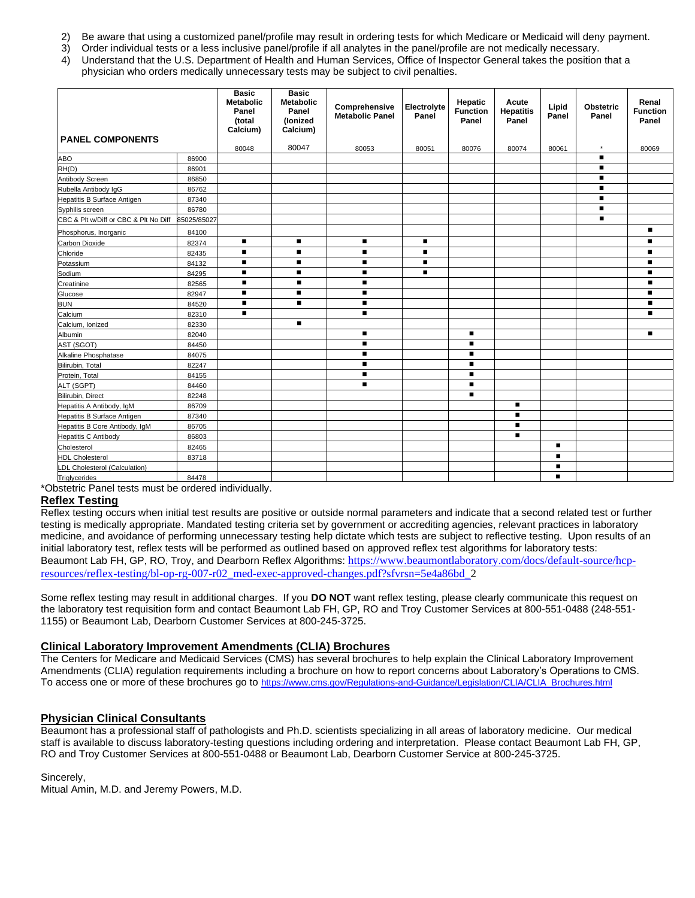2) Be aware that using a customized panel/profile may result in ordering tests for which Medicare or Medicaid will deny payment.
3) Order individual tests or a less inclusive panel/profile if all analytes in the panel/profile are not medically necessary.
4) Understand that the U.S. Department of Health and Human Services, Office of Inspector General takes the position that a physician who orders medically unnecessary tests may be subject to civil penalties.

| PANEL COMPONENTS | | Basic Metabolic Panel (total Calcium) | Basic Metabolic Panel (Ionized Calcium) | Comprehensive Metabolic Panel | Electrolyte Panel | Hepatic Function Panel | Acute Hepatitis Panel | Lipid Panel | Obstetric Panel | Renal Function Panel |
|---|---|---|---|---|---|---|---|---|---|---|
| | | 80048 | 80047 | 80053 | 80051 | 80076 | 80074 | 80061 | * | 80069 |
| ABO | 86900 | | | | | | | | ■ | |
| RH(D) | 86901 | | | | | | | | ■ | |
| Antibody Screen | 86850 | | | | | | | | ■ | |
| Rubella Antibody IgG | 86762 | | | | | | | | ■ | |
| Hepatitis B Surface Antigen | 87340 | | | | | | | | ■ | |
| Syphilis screen | 86780 | | | | | | | | ■ | |
| CBC & Plt w/Diff or CBC & Plt No Diff | 85025/85027 | | | | | | | | ■ | |
| Phosphorus, Inorganic | 84100 | | | | | | | | | ■ |
| Carbon Dioxide | 82374 | ■ | ■ | ■ | ■ | | | | | ■ |
| Chloride | 82435 | ■ | ■ | ■ | ■ | | | | | ■ |
| Potassium | 84132 | ■ | ■ | ■ | ■ | | | | | ■ |
| Sodium | 84295 | ■ | ■ | ■ | ■ | | | | | ■ |
| Creatinine | 82565 | ■ | ■ | ■ | | | | | | ■ |
| Glucose | 82947 | ■ | ■ | ■ | | | | | | ■ |
| BUN | 84520 | ■ | ■ | ■ | | | | | | ■ |
| Calcium | 82310 | ■ | | ■ | | | | | | ■ |
| Calcium, Ionized | 82330 | | ■ | | | | | | | |
| Albumin | 82040 | | | ■ | | ■ | | | | ■ |
| AST (SGOT) | 84450 | | | ■ | | ■ | | | | |
| Alkaline Phosphatase | 84075 | | | ■ | | ■ | | | | |
| Bilirubin, Total | 82247 | | | ■ | | ■ | | | | |
| Protein, Total | 84155 | | | ■ | | ■ | | | | |
| ALT (SGPT) | 84460 | | | ■ | | ■ | | | | |
| Bilirubin, Direct | 82248 | | | | | ■ | | | | |
| Hepatitis A Antibody, IgM | 86709 | | | | | | ■ | | | |
| Hepatitis B Surface Antigen | 87340 | | | | | | ■ | | | |
| Hepatitis B Core Antibody, IgM | 86705 | | | | | | ■ | | | |
| Hepatitis C Antibody | 86803 | | | | | | ■ | | | |
| Cholesterol | 82465 | | | | | | | ■ | | |
| HDL Cholesterol | 83718 | | | | | | | ■ | | |
| LDL Cholesterol (Calculation) | | | | | | | | ■ | | |
| Triglycerides | 84478 | | | | | | | ■ | | |

*Obstetric Panel tests must be ordered individually.

## Reflex Testing

Reflex testing occurs when initial test results are positive or outside normal parameters and indicate that a second related test or further testing is medically appropriate. Mandated testing criteria set by government or accrediting agencies, relevant practices in laboratory medicine, and avoidance of performing unnecessary testing help dictate which tests are subject to reflective testing. Upon results of an initial laboratory test, reflex tests will be performed as outlined based on approved reflex test algorithms for laboratory tests: Beaumont Lab FH, GP, RO, Troy, and Dearborn Reflex Algorithms: https://www.beaumontlaboratory.com/docs/default-source/hcp-resources/reflex-testing/bl-op-rg-007-r02_med-exec-approved-changes.pdf?sfvrsn=5e4a86bd_2

Some reflex testing may result in additional charges. If you **DO NOT** want reflex testing, please clearly communicate this request on the laboratory test requisition form and contact Beaumont Lab FH, GP, RO and Troy Customer Services at 800-551-0488 (248-551-1155) or Beaumont Lab, Dearborn Customer Services at 800-245-3725.

## Clinical Laboratory Improvement Amendments (CLIA) Brochures

The Centers for Medicare and Medicaid Services (CMS) has several brochures to help explain the Clinical Laboratory Improvement Amendments (CLIA) regulation requirements including a brochure on how to report concerns about Laboratory's Operations to CMS. To access one or more of these brochures go to https://www.cms.gov/Regulations-and-Guidance/Legislation/CLIA/CLIA_Brochures.html

## Physician Clinical Consultants

Beaumont has a professional staff of pathologists and Ph.D. scientists specializing in all areas of laboratory medicine. Our medical staff is available to discuss laboratory-testing questions including ordering and interpretation. Please contact Beaumont Lab FH, GP, RO and Troy Customer Services at 800-551-0488 or Beaumont Lab, Dearborn Customer Service at 800-245-3725.

Sincerely,
Mitual Amin, M.D. and Jeremy Powers, M.D.